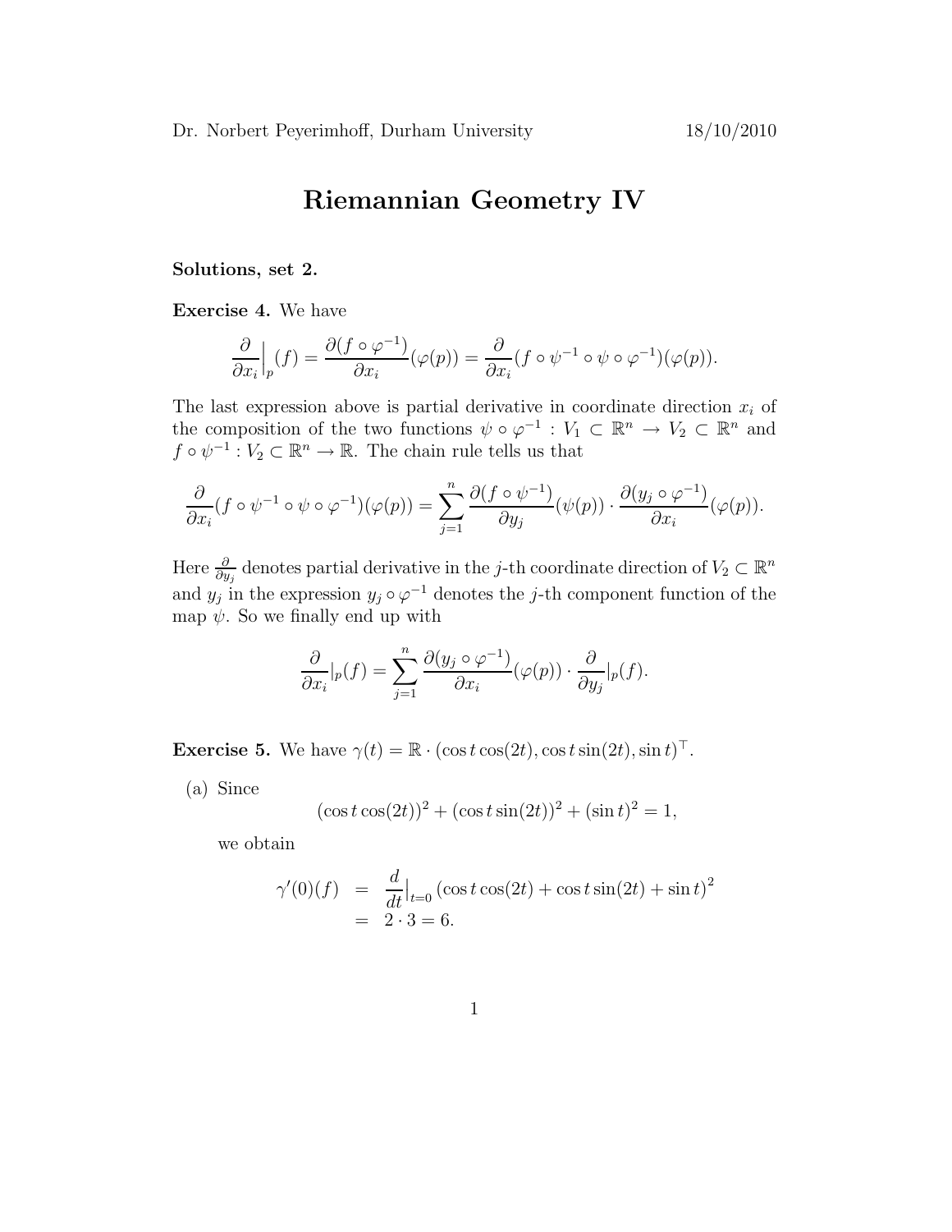Dr. Norbert Peyerimhoff, Durham University 18/10/2010

# Riemannian Geometry IV

**Solutions, set 2.**

**Exercise 4.** We have

$$\frac{\partial}{\partial x_i}\Big|_p(f) = \frac{\partial(f \circ \varphi^{-1})}{\partial x_i}(\varphi(p)) = \frac{\partial}{\partial x_i}(f \circ \psi^{-1} \circ \psi \circ \varphi^{-1})(\varphi(p)).$$

The last expression above is partial derivative in coordinate direction $x_i$ of the composition of the two functions $\psi \circ \varphi^{-1} : V_1 \subset \mathbb{R}^n \to V_2 \subset \mathbb{R}^n$ and $f \circ \psi^{-1} : V_2 \subset \mathbb{R}^n \to \mathbb{R}$. The chain rule tells us that

$$\frac{\partial}{\partial x_i}(f \circ \psi^{-1} \circ \psi \circ \varphi^{-1})(\varphi(p)) = \sum_{j=1}^{n} \frac{\partial(f \circ \psi^{-1})}{\partial y_j}(\psi(p)) \cdot \frac{\partial(y_j \circ \varphi^{-1})}{\partial x_i}(\varphi(p)).$$

Here $\frac{\partial}{\partial y_j}$ denotes partial derivative in the $j$-th coordinate direction of $V_2 \subset \mathbb{R}^n$ and $y_j$ in the expression $y_j \circ \varphi^{-1}$ denotes the $j$-th component function of the map $\psi$. So we finally end up with

$$\frac{\partial}{\partial x_i}|_p(f) = \sum_{j=1}^{n} \frac{\partial(y_j \circ \varphi^{-1})}{\partial x_i}(\varphi(p)) \cdot \frac{\partial}{\partial y_j}|_p(f).$$

**Exercise 5.** We have $\gamma(t) = \mathbb{R} \cdot (\cos t \cos(2t), \cos t \sin(2t), \sin t)^\top$.

(a) Since

$$(\cos t \cos(2t))^2 + (\cos t \sin(2t))^2 + (\sin t)^2 = 1,$$

we obtain

$$\begin{aligned} \gamma'(0)(f) &= \frac{d}{dt}\Big|_{t=0} (\cos t \cos(2t) + \cos t \sin(2t) + \sin t)^2 \\ &= 2 \cdot 3 = 6. \end{aligned}$$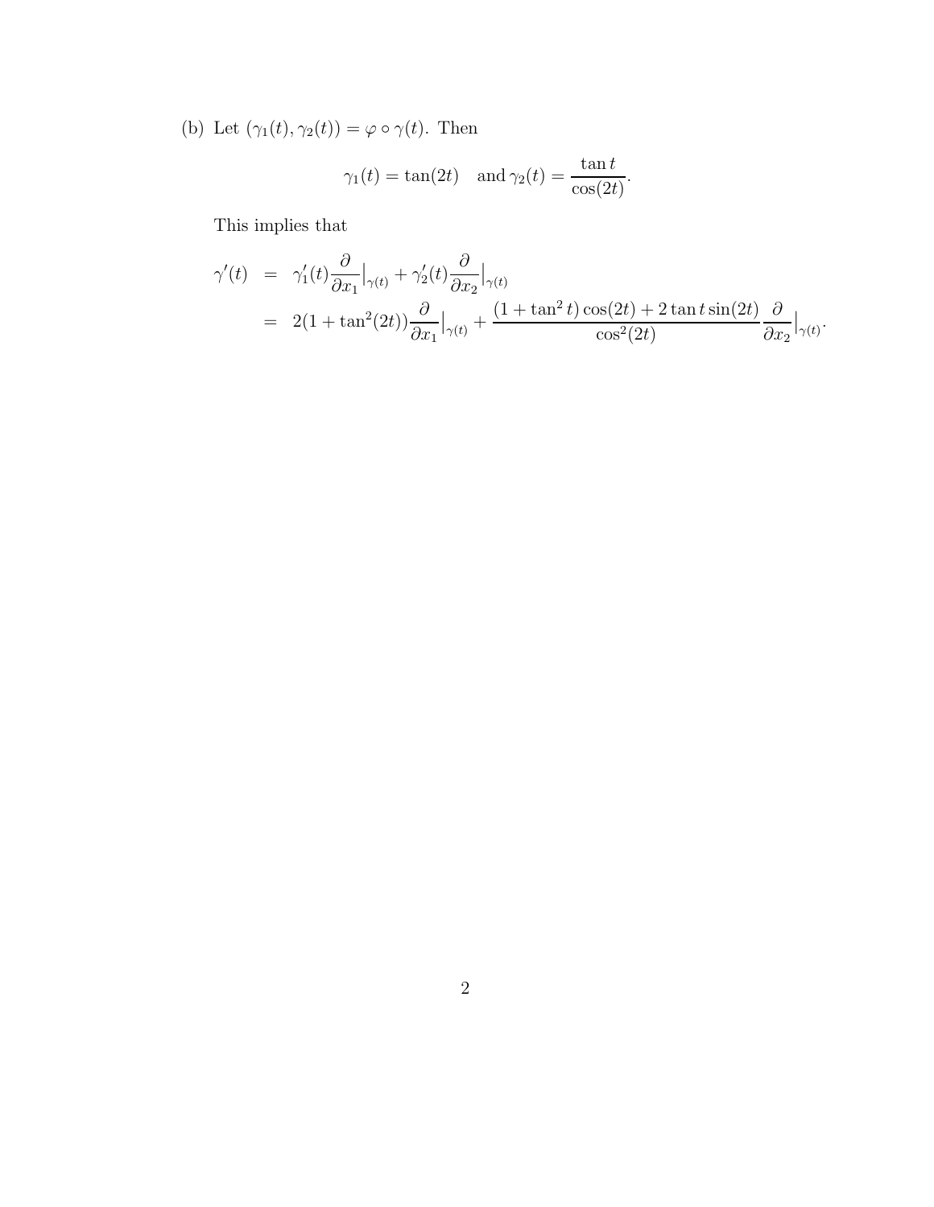(b) Let $(\gamma_1(t), \gamma_2(t)) = \varphi \circ \gamma(t)$. Then

$$\gamma_1(t) = \tan(2t) \quad \text{and}\, \gamma_2(t) = \frac{\tan t}{\cos(2t)}.$$

This implies that

$$\begin{aligned}
\gamma'(t) &= \gamma_1'(t) \frac{\partial}{\partial x_1}\Big|_{\gamma(t)} + \gamma_2'(t) \frac{\partial}{\partial x_2}\Big|_{\gamma(t)} \\
&= 2(1 + \tan^2(2t)) \frac{\partial}{\partial x_1}\Big|_{\gamma(t)} + \frac{(1 + \tan^2 t)\cos(2t) + 2\tan t \sin(2t)}{\cos^2(2t)} \frac{\partial}{\partial x_2}\Big|_{\gamma(t)}.
\end{aligned}$$